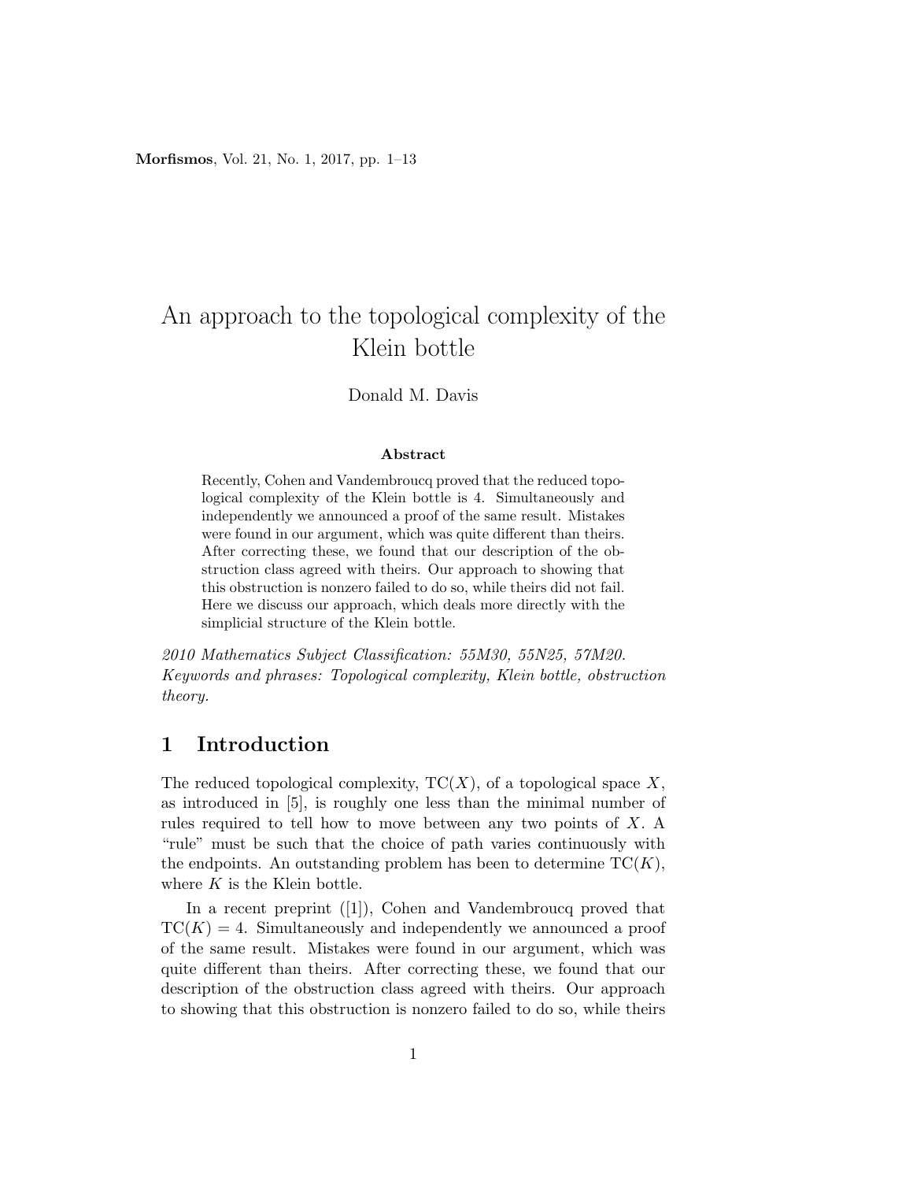# An approach to the topological complexity of the Klein bottle

Donald M. Davis

**Abstract**

Recently, Cohen and Vandembroucq proved that the reduced topological complexity of the Klein bottle is 4. Simultaneously and independently we announced a proof of the same result. Mistakes were found in our argument, which was quite different than theirs. After correcting these, we found that our description of the obstruction class agreed with theirs. Our approach to showing that this obstruction is nonzero failed to do so, while theirs did not fail. Here we discuss our approach, which deals more directly with the simplicial structure of the Klein bottle.

*2010 Mathematics Subject Classification: 55M30, 55N25, 57M20.*
*Keywords and phrases: Topological complexity, Klein bottle, obstruction theory.*

## 1 Introduction

The reduced topological complexity, $\mathrm{TC}(X)$, of a topological space $X$, as introduced in [5], is roughly one less than the minimal number of rules required to tell how to move between any two points of $X$. A "rule" must be such that the choice of path varies continuously with the endpoints. An outstanding problem has been to determine $\mathrm{TC}(K)$, where $K$ is the Klein bottle.

In a recent preprint ([1]), Cohen and Vandembroucq proved that $\mathrm{TC}(K) = 4$. Simultaneously and independently we announced a proof of the same result. Mistakes were found in our argument, which was quite different than theirs. After correcting these, we found that our description of the obstruction class agreed with theirs. Our approach to showing that this obstruction is nonzero failed to do so, while theirs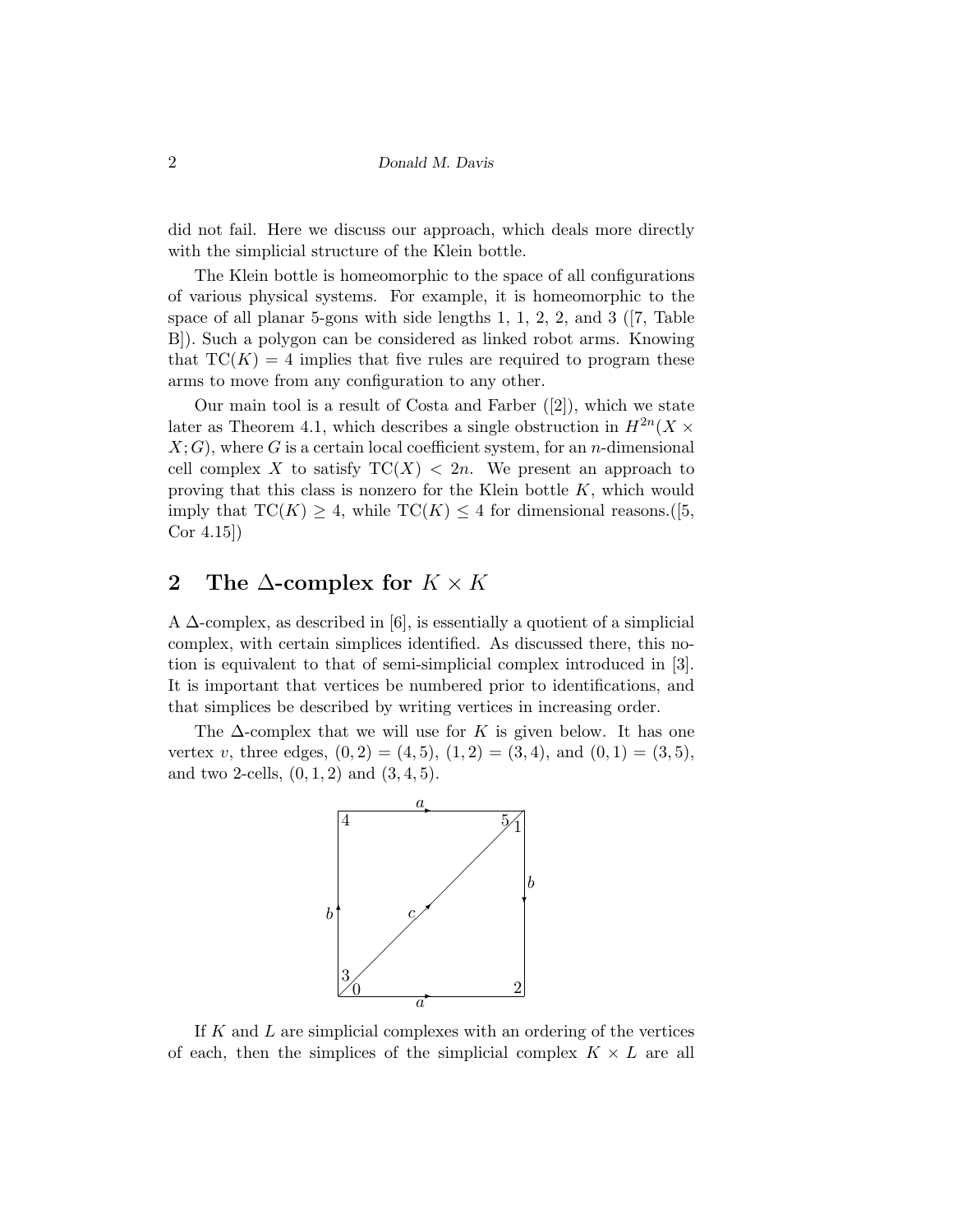did not fail. Here we discuss our approach, which deals more directly with the simplicial structure of the Klein bottle.

The Klein bottle is homeomorphic to the space of all configurations of various physical systems. For example, it is homeomorphic to the space of all planar 5-gons with side lengths 1, 1, 2, 2, and 3 ([7, Table B]). Such a polygon can be considered as linked robot arms. Knowing that $\mathrm{TC}(K) = 4$ implies that five rules are required to program these arms to move from any configuration to any other.

Our main tool is a result of Costa and Farber ([2]), which we state later as Theorem 4.1, which describes a single obstruction in $H^{2n}(X \times X; G)$, where $G$ is a certain local coefficient system, for an $n$-dimensional cell complex $X$ to satisfy $\mathrm{TC}(X) < 2n$. We present an approach to proving that this class is nonzero for the Klein bottle $K$, which would imply that $\mathrm{TC}(K) \geq 4$, while $\mathrm{TC}(K) \leq 4$ for dimensional reasons.([5, Cor 4.15])

## 2 The $\Delta$-complex for $K \times K$

A $\Delta$-complex, as described in [6], is essentially a quotient of a simplicial complex, with certain simplices identified. As discussed there, this notion is equivalent to that of semi-simplicial complex introduced in [3]. It is important that vertices be numbered prior to identifications, and that simplices be described by writing vertices in increasing order.

The $\Delta$-complex that we will use for $K$ is given below. It has one vertex $v$, three edges, $(0,2) = (4,5)$, $(1,2) = (3,4)$, and $(0,1) = (3,5)$, and two 2-cells, $(0,1,2)$ and $(3,4,5)$.

If $K$ and $L$ are simplicial complexes with an ordering of the vertices of each, then the simplices of the simplicial complex $K \times L$ are all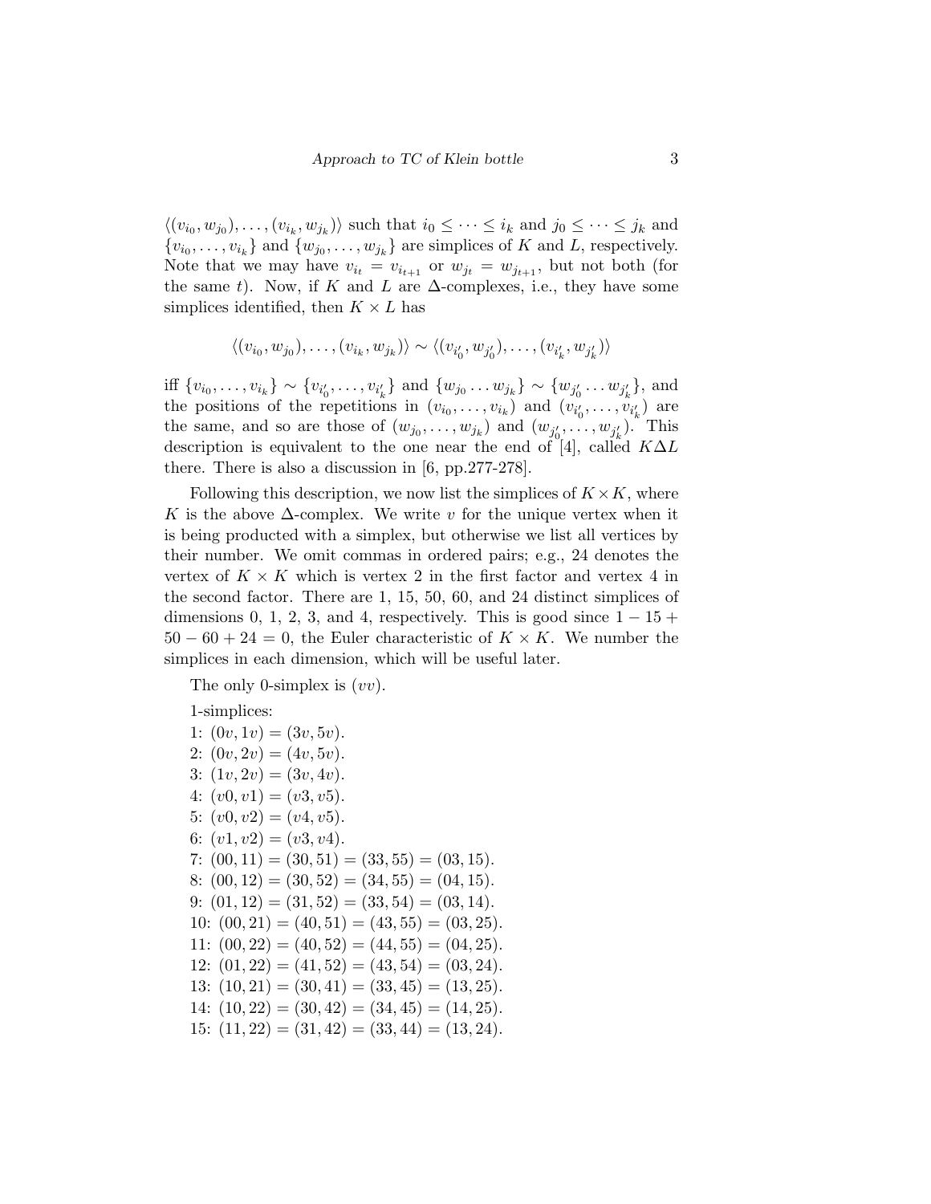$\langle (v_{i_0}, w_{j_0}), \ldots, (v_{i_k}, w_{j_k}) \rangle$ such that $i_0 \le \cdots \le i_k$ and $j_0 \le \cdots \le j_k$ and $\{v_{i_0}, \ldots, v_{i_k}\}$ and $\{w_{j_0}, \ldots, w_{j_k}\}$ are simplices of $K$ and $L$, respectively. Note that we may have $v_{i_t} = v_{i_{t+1}}$ or $w_{j_t} = w_{j_{t+1}}$, but not both (for the same $t$). Now, if $K$ and $L$ are $\Delta$-complexes, i.e., they have some simplices identified, then $K \times L$ has

$$\langle (v_{i_0}, w_{j_0}), \ldots, (v_{i_k}, w_{j_k}) \rangle \sim \langle (v_{i'_0}, w_{j'_0}), \ldots, (v_{i'_k}, w_{j'_k}) \rangle$$

iff $\{v_{i_0}, \ldots, v_{i_k}\} \sim \{v_{i'_0}, \ldots, v_{i'_k}\}$ and $\{w_{j_0} \ldots w_{j_k}\} \sim \{w_{j'_0} \ldots w_{j'_k}\}$, and the positions of the repetitions in $(v_{i_0}, \ldots, v_{i_k})$ and $(v_{i'_0}, \ldots, v_{i'_k})$ are the same, and so are those of $(w_{j_0}, \ldots, w_{j_k})$ and $(w_{j'_0}, \ldots, w_{j'_k})$. This description is equivalent to the one near the end of [4], called $K\Delta L$ there. There is also a discussion in [6, pp.277-278].

Following this description, we now list the simplices of $K \times K$, where $K$ is the above $\Delta$-complex. We write $v$ for the unique vertex when it is being producted with a simplex, but otherwise we list all vertices by their number. We omit commas in ordered pairs; e.g., 24 denotes the vertex of $K \times K$ which is vertex 2 in the first factor and vertex 4 in the second factor. There are 1, 15, 50, 60, and 24 distinct simplices of dimensions 0, 1, 2, 3, and 4, respectively. This is good since $1 - 15 + 50 - 60 + 24 = 0$, the Euler characteristic of $K \times K$. We number the simplices in each dimension, which will be useful later.

The only 0-simplex is $(vv)$.

1-simplices:
1: $(0v, 1v) = (3v, 5v)$.
2: $(0v, 2v) = (4v, 5v)$.
3: $(1v, 2v) = (3v, 4v)$.
4: $(v0, v1) = (v3, v5)$.
5: $(v0, v2) = (v4, v5)$.
6: $(v1, v2) = (v3, v4)$.
7: $(00, 11) = (30, 51) = (33, 55) = (03, 15)$.
8: $(00, 12) = (30, 52) = (34, 55) = (04, 15)$.
9: $(01, 12) = (31, 52) = (33, 54) = (03, 14)$.
10: $(00, 21) = (40, 51) = (43, 55) = (03, 25)$.
11: $(00, 22) = (40, 52) = (44, 55) = (04, 25)$.
12: $(01, 22) = (41, 52) = (43, 54) = (03, 24)$.
13: $(10, 21) = (30, 41) = (33, 45) = (13, 25)$.
14: $(10, 22) = (30, 42) = (34, 45) = (14, 25)$.
15: $(11, 22) = (31, 42) = (33, 44) = (13, 24)$.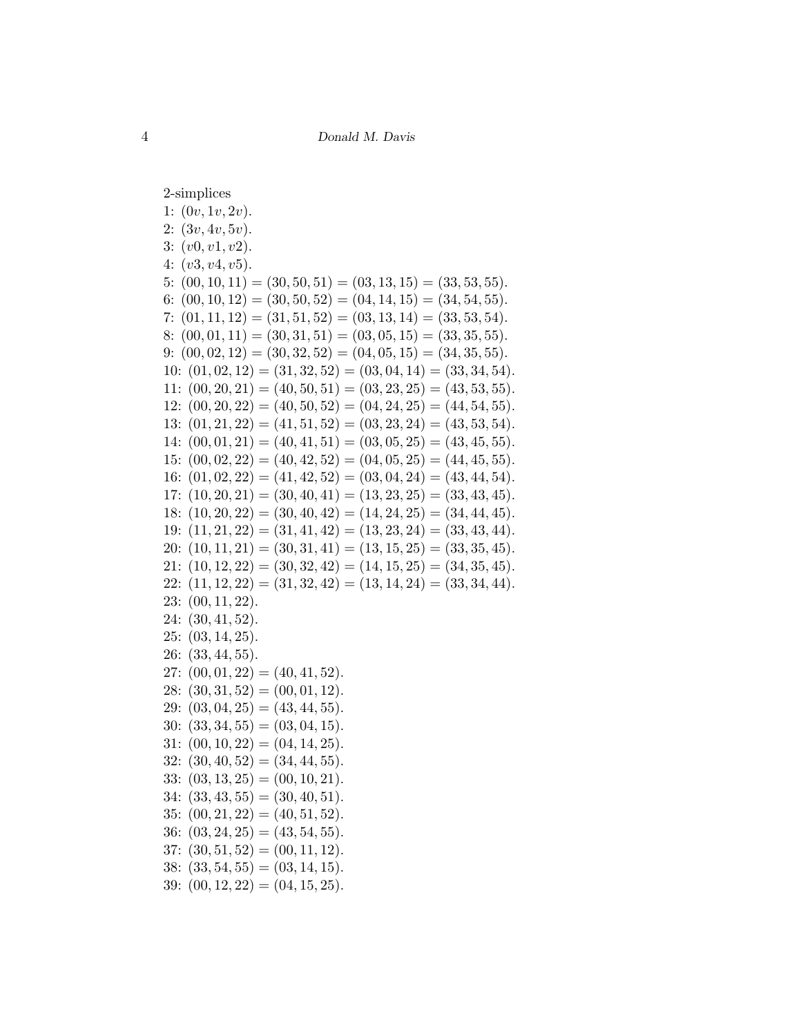2-simplices

1: $(0v, 1v, 2v)$.
2: $(3v, 4v, 5v)$.
3: $(v0, v1, v2)$.
4: $(v3, v4, v5)$.
5: $(00, 10, 11) = (30, 50, 51) = (03, 13, 15) = (33, 53, 55)$.
6: $(00, 10, 12) = (30, 50, 52) = (04, 14, 15) = (34, 54, 55)$.
7: $(01, 11, 12) = (31, 51, 52) = (03, 13, 14) = (33, 53, 54)$.
8: $(00, 01, 11) = (30, 31, 51) = (03, 05, 15) = (33, 35, 55)$.
9: $(00, 02, 12) = (30, 32, 52) = (04, 05, 15) = (34, 35, 55)$.
10: $(01, 02, 12) = (31, 32, 52) = (03, 04, 14) = (33, 34, 54)$.
11: $(00, 20, 21) = (40, 50, 51) = (03, 23, 25) = (43, 53, 55)$.
12: $(00, 20, 22) = (40, 50, 52) = (04, 24, 25) = (44, 54, 55)$.
13: $(01, 21, 22) = (41, 51, 52) = (03, 23, 24) = (43, 53, 54)$.
14: $(00, 01, 21) = (40, 41, 51) = (03, 05, 25) = (43, 45, 55)$.
15: $(00, 02, 22) = (40, 42, 52) = (04, 05, 25) = (44, 45, 55)$.
16: $(01, 02, 22) = (41, 42, 52) = (03, 04, 24) = (43, 44, 54)$.
17: $(10, 20, 21) = (30, 40, 41) = (13, 23, 25) = (33, 43, 45)$.
18: $(10, 20, 22) = (30, 40, 42) = (14, 24, 25) = (34, 44, 45)$.
19: $(11, 21, 22) = (31, 41, 42) = (13, 23, 24) = (33, 43, 44)$.
20: $(10, 11, 21) = (30, 31, 41) = (13, 15, 25) = (33, 35, 45)$.
21: $(10, 12, 22) = (30, 32, 42) = (14, 15, 25) = (34, 35, 45)$.
22: $(11, 12, 22) = (31, 32, 42) = (13, 14, 24) = (33, 34, 44)$.
23: $(00, 11, 22)$.
24: $(30, 41, 52)$.
25: $(03, 14, 25)$.
26: $(33, 44, 55)$.
27: $(00, 01, 22) = (40, 41, 52)$.
28: $(30, 31, 52) = (00, 01, 12)$.
29: $(03, 04, 25) = (43, 44, 55)$.
30: $(33, 34, 55) = (03, 04, 15)$.
31: $(00, 10, 22) = (04, 14, 25)$.
32: $(30, 40, 52) = (34, 44, 55)$.
33: $(03, 13, 25) = (00, 10, 21)$.
34: $(33, 43, 55) = (30, 40, 51)$.
35: $(00, 21, 22) = (40, 51, 52)$.
36: $(03, 24, 25) = (43, 54, 55)$.
37: $(30, 51, 52) = (00, 11, 12)$.
38: $(33, 54, 55) = (03, 14, 15)$.
39: $(00, 12, 22) = (04, 15, 25)$.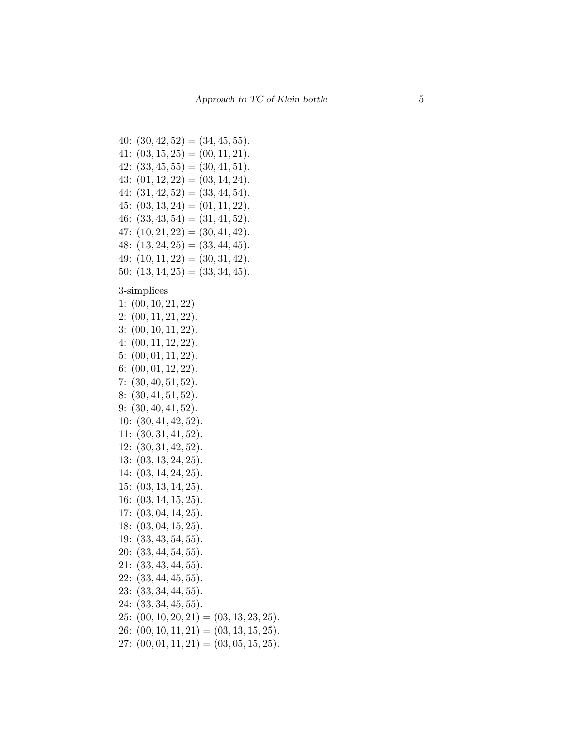40: $(30, 42, 52) = (34, 45, 55)$.
41: $(03, 15, 25) = (00, 11, 21)$.
42: $(33, 45, 55) = (30, 41, 51)$.
43: $(01, 12, 22) = (03, 14, 24)$.
44: $(31, 42, 52) = (33, 44, 54)$.
45: $(03, 13, 24) = (01, 11, 22)$.
46: $(33, 43, 54) = (31, 41, 52)$.
47: $(10, 21, 22) = (30, 41, 42)$.
48: $(13, 24, 25) = (33, 44, 45)$.
49: $(10, 11, 22) = (30, 31, 42)$.
50: $(13, 14, 25) = (33, 34, 45)$.

3-simplices
1: $(00, 10, 21, 22)$
2: $(00, 11, 21, 22)$.
3: $(00, 10, 11, 22)$.
4: $(00, 11, 12, 22)$.
5: $(00, 01, 11, 22)$.
6: $(00, 01, 12, 22)$.
7: $(30, 40, 51, 52)$.
8: $(30, 41, 51, 52)$.
9: $(30, 40, 41, 52)$.
10: $(30, 41, 42, 52)$.
11: $(30, 31, 41, 52)$.
12: $(30, 31, 42, 52)$.
13: $(03, 13, 24, 25)$.
14: $(03, 14, 24, 25)$.
15: $(03, 13, 14, 25)$.
16: $(03, 14, 15, 25)$.
17: $(03, 04, 14, 25)$.
18: $(03, 04, 15, 25)$.
19: $(33, 43, 54, 55)$.
20: $(33, 44, 54, 55)$.
21: $(33, 43, 44, 55)$.
22: $(33, 44, 45, 55)$.
23: $(33, 34, 44, 55)$.
24: $(33, 34, 45, 55)$.
25: $(00, 10, 20, 21) = (03, 13, 23, 25)$.
26: $(00, 10, 11, 21) = (03, 13, 15, 25)$.
27: $(00, 01, 11, 21) = (03, 05, 15, 25)$.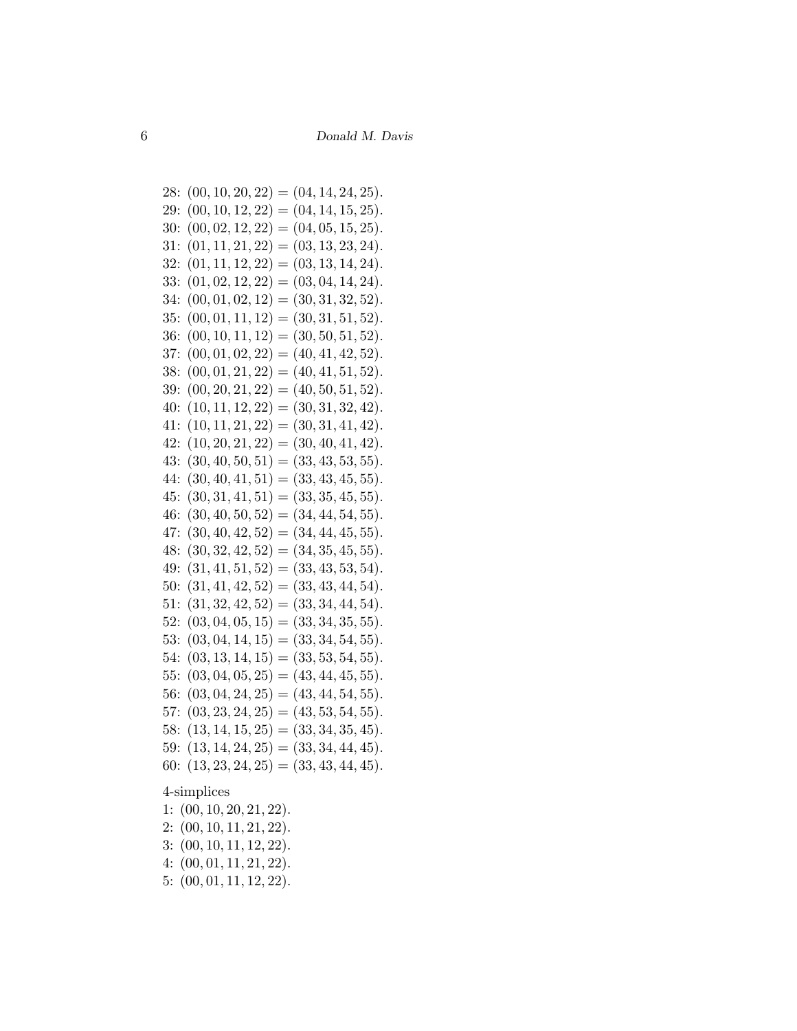28: $(00, 10, 20, 22) = (04, 14, 24, 25)$.
29: $(00, 10, 12, 22) = (04, 14, 15, 25)$.
30: $(00, 02, 12, 22) = (04, 05, 15, 25)$.
31: $(01, 11, 21, 22) = (03, 13, 23, 24)$.
32: $(01, 11, 12, 22) = (03, 13, 14, 24)$.
33: $(01, 02, 12, 22) = (03, 04, 14, 24)$.
34: $(00, 01, 02, 12) = (30, 31, 32, 52)$.
35: $(00, 01, 11, 12) = (30, 31, 51, 52)$.
36: $(00, 10, 11, 12) = (30, 50, 51, 52)$.
37: $(00, 01, 02, 22) = (40, 41, 42, 52)$.
38: $(00, 01, 21, 22) = (40, 41, 51, 52)$.
39: $(00, 20, 21, 22) = (40, 50, 51, 52)$.
40: $(10, 11, 12, 22) = (30, 31, 32, 42)$.
41: $(10, 11, 21, 22) = (30, 31, 41, 42)$.
42: $(10, 20, 21, 22) = (30, 40, 41, 42)$.
43: $(30, 40, 50, 51) = (33, 43, 53, 55)$.
44: $(30, 40, 41, 51) = (33, 43, 45, 55)$.
45: $(30, 31, 41, 51) = (33, 35, 45, 55)$.
46: $(30, 40, 50, 52) = (34, 44, 54, 55)$.
47: $(30, 40, 42, 52) = (34, 44, 45, 55)$.
48: $(30, 32, 42, 52) = (34, 35, 45, 55)$.
49: $(31, 41, 51, 52) = (33, 43, 53, 54)$.
50: $(31, 41, 42, 52) = (33, 43, 44, 54)$.
51: $(31, 32, 42, 52) = (33, 34, 44, 54)$.
52: $(03, 04, 05, 15) = (33, 34, 35, 55)$.
53: $(03, 04, 14, 15) = (33, 34, 54, 55)$.
54: $(03, 13, 14, 15) = (33, 53, 54, 55)$.
55: $(03, 04, 05, 25) = (43, 44, 45, 55)$.
56: $(03, 04, 24, 25) = (43, 44, 54, 55)$.
57: $(03, 23, 24, 25) = (43, 53, 54, 55)$.
58: $(13, 14, 15, 25) = (33, 34, 35, 45)$.
59: $(13, 14, 24, 25) = (33, 34, 44, 45)$.
60: $(13, 23, 24, 25) = (33, 43, 44, 45)$.

4-simplices
1: $(00, 10, 20, 21, 22)$.
2: $(00, 10, 11, 21, 22)$.
3: $(00, 10, 11, 12, 22)$.
4: $(00, 01, 11, 21, 22)$.
5: $(00, 01, 11, 12, 22)$.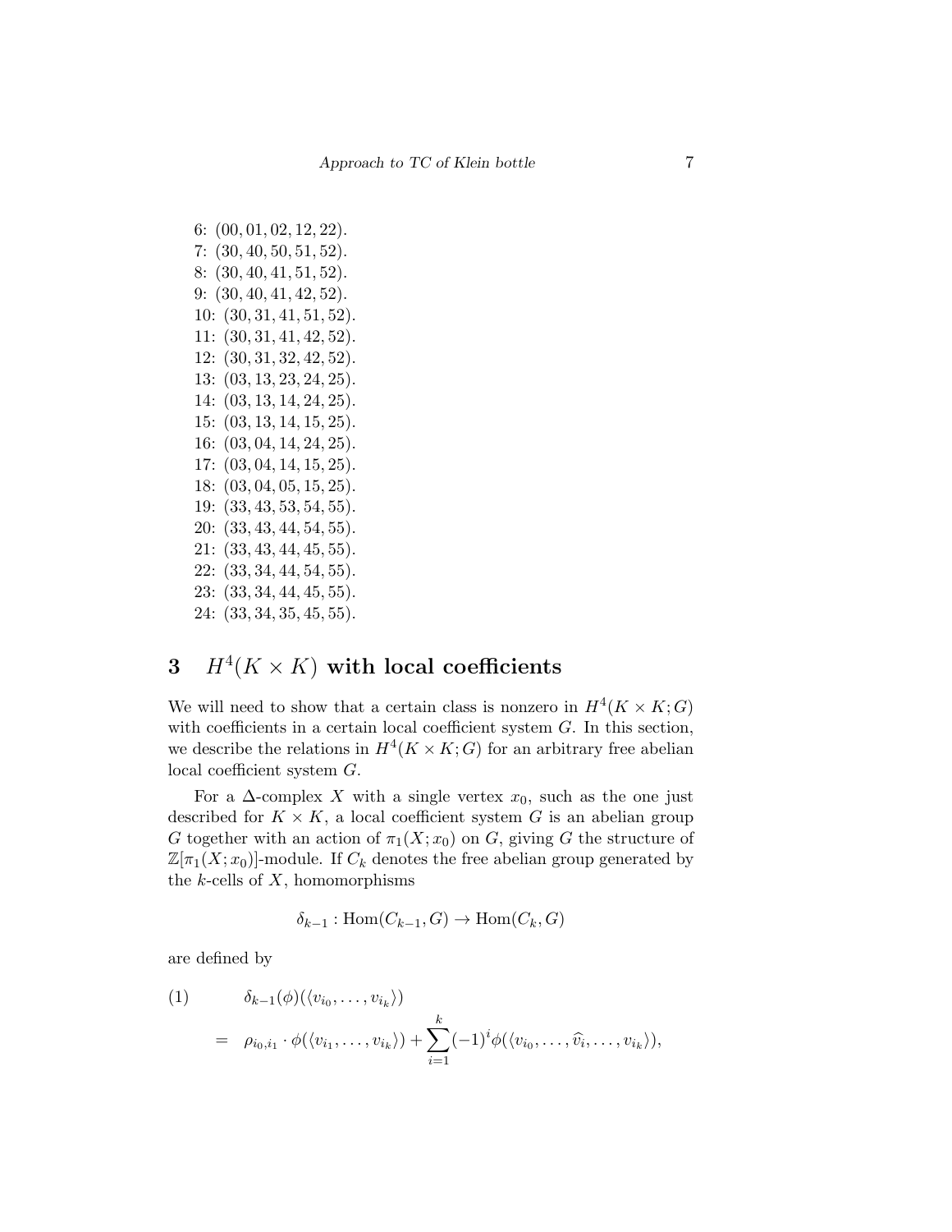6: $(00, 01, 02, 12, 22)$.
7: $(30, 40, 50, 51, 52)$.
8: $(30, 40, 41, 51, 52)$.
9: $(30, 40, 41, 42, 52)$.
10: $(30, 31, 41, 51, 52)$.
11: $(30, 31, 41, 42, 52)$.
12: $(30, 31, 32, 42, 52)$.
13: $(03, 13, 23, 24, 25)$.
14: $(03, 13, 14, 24, 25)$.
15: $(03, 13, 14, 15, 25)$.
16: $(03, 04, 14, 24, 25)$.
17: $(03, 04, 14, 15, 25)$.
18: $(03, 04, 05, 15, 25)$.
19: $(33, 43, 53, 54, 55)$.
20: $(33, 43, 44, 54, 55)$.
21: $(33, 43, 44, 45, 55)$.
22: $(33, 34, 44, 54, 55)$.
23: $(33, 34, 44, 45, 55)$.
24: $(33, 34, 35, 45, 55)$.

## 3 $H^4(K \times K)$ with local coefficients

We will need to show that a certain class is nonzero in $H^4(K \times K; G)$ with coefficients in a certain local coefficient system $G$. In this section, we describe the relations in $H^4(K \times K; G)$ for an arbitrary free abelian local coefficient system $G$.

For a $\Delta$-complex $X$ with a single vertex $x_0$, such as the one just described for $K \times K$, a local coefficient system $G$ is an abelian group $G$ together with an action of $\pi_1(X; x_0)$ on $G$, giving $G$ the structure of $\mathbb{Z}[\pi_1(X; x_0)]$-module. If $C_k$ denotes the free abelian group generated by the $k$-cells of $X$, homomorphisms

$$\delta_{k-1} : \mathrm{Hom}(C_{k-1}, G) \to \mathrm{Hom}(C_k, G)$$

are defined by

$$\begin{aligned} (1) \qquad & \delta_{k-1}(\phi)(\langle v_{i_0}, \ldots, v_{i_k} \rangle) \\ &= \rho_{i_0,i_1} \cdot \phi(\langle v_{i_1}, \ldots, v_{i_k} \rangle) + \sum_{i=1}^{k} (-1)^i \phi(\langle v_{i_0}, \ldots, \widehat{v_i}, \ldots, v_{i_k} \rangle), \end{aligned}$$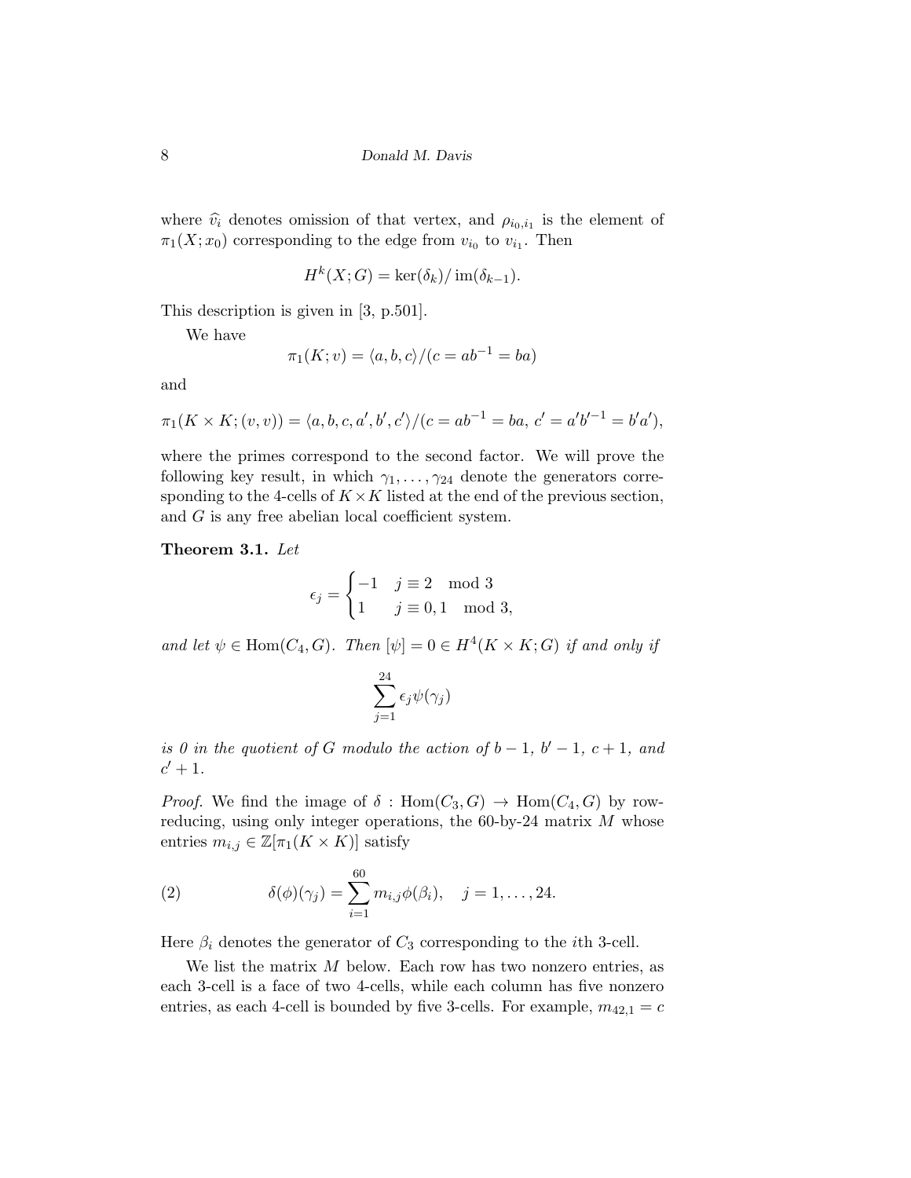where $\widehat{v}_i$ denotes omission of that vertex, and $\rho_{i_0,i_1}$ is the element of $\pi_1(X;x_0)$ corresponding to the edge from $v_{i_0}$ to $v_{i_1}$. Then

$$H^k(X;G) = \ker(\delta_k)/\operatorname{im}(\delta_{k-1}).$$

This description is given in [3, p.501].

We have

$$\pi_1(K;v) = \langle a,b,c\rangle/(c = ab^{-1} = ba)$$

and

$$\pi_1(K \times K;(v,v)) = \langle a,b,c,a',b',c'\rangle/(c = ab^{-1} = ba,\ c' = a'b'^{-1} = b'a'),$$

where the primes correspond to the second factor. We will prove the following key result, in which $\gamma_1,\ldots,\gamma_{24}$ denote the generators corresponding to the 4-cells of $K \times K$ listed at the end of the previous section, and $G$ is any free abelian local coefficient system.

**Theorem 3.1.** *Let*

$$\epsilon_j = \begin{cases} -1 & j \equiv 2 \mod 3 \\ 1 & j \equiv 0,1 \mod 3, \end{cases}$$

*and let $\psi \in \operatorname{Hom}(C_4,G)$. Then $[\psi] = 0 \in H^4(K \times K;G)$ if and only if*

$$\sum_{j=1}^{24} \epsilon_j \psi(\gamma_j)$$

*is 0 in the quotient of $G$ modulo the action of $b-1$, $b'-1$, $c+1$, and $c'+1$.*

*Proof.* We find the image of $\delta : \operatorname{Hom}(C_3,G) \to \operatorname{Hom}(C_4,G)$ by row-reducing, using only integer operations, the 60-by-24 matrix $M$ whose entries $m_{i,j} \in \mathbb{Z}[\pi_1(K \times K)]$ satisfy

$$\delta(\phi)(\gamma_j) = \sum_{i=1}^{60} m_{i,j}\phi(\beta_i), \quad j = 1,\ldots,24. \tag{2}$$

Here $\beta_i$ denotes the generator of $C_3$ corresponding to the $i$th 3-cell.

We list the matrix $M$ below. Each row has two nonzero entries, as each 3-cell is a face of two 4-cells, while each column has five nonzero entries, as each 4-cell is bounded by five 3-cells. For example, $m_{42,1} = c$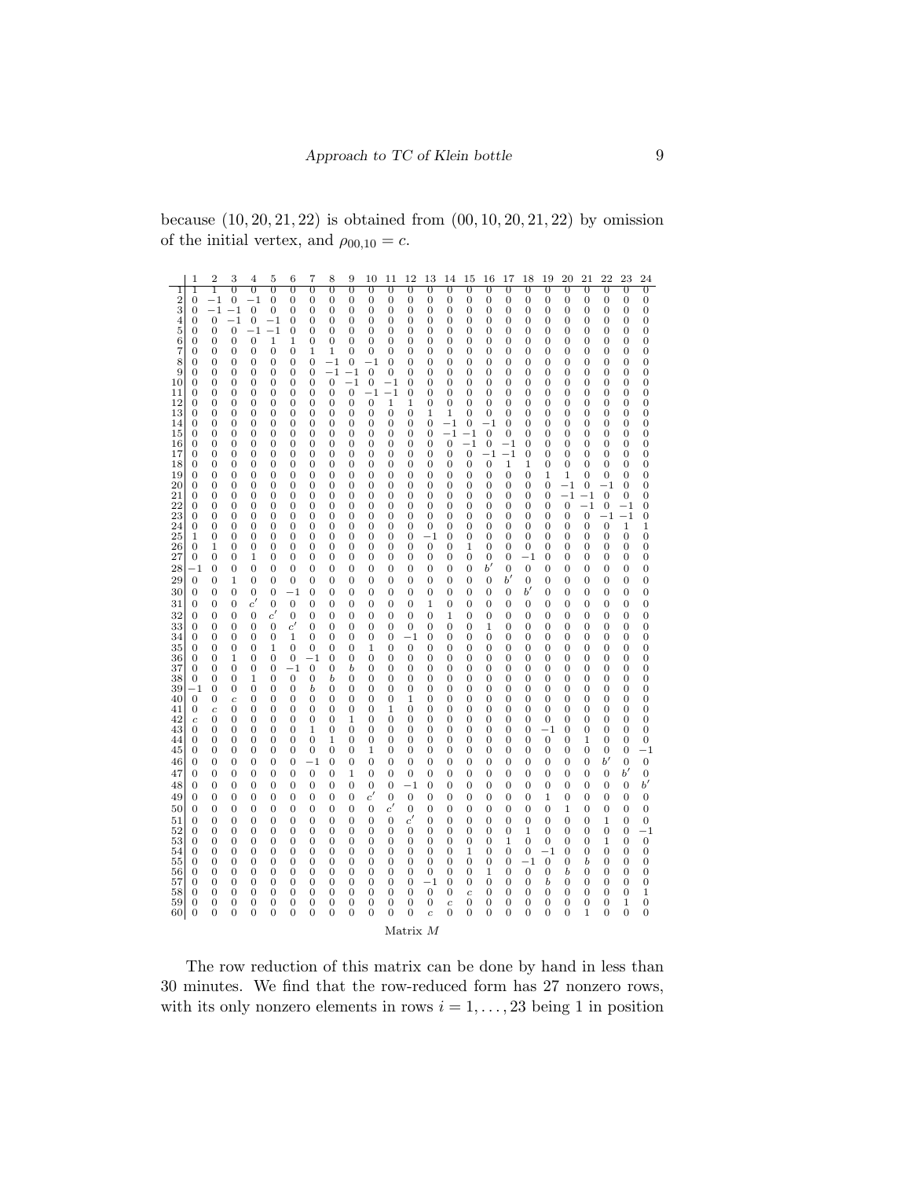because $(10, 20, 21, 22)$ is obtained from $(00, 10, 20, 21, 22)$ by omission of the initial vertex, and $\rho_{00,10} = c$.

| | 1 | 2 | 3 | 4 | 5 | 6 | 7 | 8 | 9 | 10 | 11 | 12 | 13 | 14 | 15 | 16 | 17 | 18 | 19 | 20 | 21 | 22 | 23 | 24 |
|---|---|---|---|---|---|---|---|---|---|---|---|---|---|---|---|---|---|---|---|---|---|---|---|---|
| 1 | 1 | 1 | 0 | 0 | 0 | 0 | 0 | 0 | 0 | 0 | 0 | 0 | 0 | 0 | 0 | 0 | 0 | 0 | 0 | 0 | 0 | 0 | 0 | 0 |
| 2 | 0 | −1 | 0 | −1 | 0 | 0 | 0 | 0 | 0 | 0 | 0 | 0 | 0 | 0 | 0 | 0 | 0 | 0 | 0 | 0 | 0 | 0 | 0 | 0 |
| 3 | 0 | −1 | −1 | 0 | 0 | 0 | 0 | 0 | 0 | 0 | 0 | 0 | 0 | 0 | 0 | 0 | 0 | 0 | 0 | 0 | 0 | 0 | 0 | 0 |
| 4 | 0 | 0 | −1 | 0 | −1 | 0 | 0 | 0 | 0 | 0 | 0 | 0 | 0 | 0 | 0 | 0 | 0 | 0 | 0 | 0 | 0 | 0 | 0 | 0 |
| 5 | 0 | 0 | 0 | −1 | −1 | 0 | 0 | 0 | 0 | 0 | 0 | 0 | 0 | 0 | 0 | 0 | 0 | 0 | 0 | 0 | 0 | 0 | 0 | 0 |
| 6 | 0 | 0 | 0 | 0 | 1 | 1 | 0 | 0 | 0 | 0 | 0 | 0 | 0 | 0 | 0 | 0 | 0 | 0 | 0 | 0 | 0 | 0 | 0 | 0 |
| 7 | 0 | 0 | 0 | 0 | 0 | 0 | 1 | 1 | 0 | 0 | 0 | 0 | 0 | 0 | 0 | 0 | 0 | 0 | 0 | 0 | 0 | 0 | 0 | 0 |
| 8 | 0 | 0 | 0 | 0 | 0 | 0 | 0 | −1 | 0 | −1 | 0 | 0 | 0 | 0 | 0 | 0 | 0 | 0 | 0 | 0 | 0 | 0 | 0 | 0 |
| 9 | 0 | 0 | 0 | 0 | 0 | 0 | 0 | −1 | −1 | 0 | 0 | 0 | 0 | 0 | 0 | 0 | 0 | 0 | 0 | 0 | 0 | 0 | 0 | 0 |
| 10 | 0 | 0 | 0 | 0 | 0 | 0 | 0 | 0 | −1 | 0 | −1 | 0 | 0 | 0 | 0 | 0 | 0 | 0 | 0 | 0 | 0 | 0 | 0 | 0 |
| 11 | 0 | 0 | 0 | 0 | 0 | 0 | 0 | 0 | 0 | −1 | −1 | 0 | 0 | 0 | 0 | 0 | 0 | 0 | 0 | 0 | 0 | 0 | 0 | 0 |
| 12 | 0 | 0 | 0 | 0 | 0 | 0 | 0 | 0 | 0 | 0 | 1 | 1 | 0 | 0 | 0 | 0 | 0 | 0 | 0 | 0 | 0 | 0 | 0 | 0 |
| 13 | 0 | 0 | 0 | 0 | 0 | 0 | 0 | 0 | 0 | 0 | 0 | 0 | 1 | 1 | 0 | 0 | 0 | 0 | 0 | 0 | 0 | 0 | 0 | 0 |
| 14 | 0 | 0 | 0 | 0 | 0 | 0 | 0 | 0 | 0 | 0 | 0 | 0 | 0 | −1 | 0 | −1 | 0 | 0 | 0 | 0 | 0 | 0 | 0 | 0 |
| 15 | 0 | 0 | 0 | 0 | 0 | 0 | 0 | 0 | 0 | 0 | 0 | 0 | 0 | −1 | −1 | 0 | 0 | 0 | 0 | 0 | 0 | 0 | 0 | 0 |
| 16 | 0 | 0 | 0 | 0 | 0 | 0 | 0 | 0 | 0 | 0 | 0 | 0 | 0 | 0 | −1 | 0 | −1 | 0 | 0 | 0 | 0 | 0 | 0 | 0 |
| 17 | 0 | 0 | 0 | 0 | 0 | 0 | 0 | 0 | 0 | 0 | 0 | 0 | 0 | 0 | 0 | −1 | −1 | 0 | 0 | 0 | 0 | 0 | 0 | 0 |
| 18 | 0 | 0 | 0 | 0 | 0 | 0 | 0 | 0 | 0 | 0 | 0 | 0 | 0 | 0 | 0 | 0 | 1 | 1 | 0 | 0 | 0 | 0 | 0 | 0 |
| 19 | 0 | 0 | 0 | 0 | 0 | 0 | 0 | 0 | 0 | 0 | 0 | 0 | 0 | 0 | 0 | 0 | 0 | 0 | 1 | 1 | 0 | 0 | 0 | 0 |
| 20 | 0 | 0 | 0 | 0 | 0 | 0 | 0 | 0 | 0 | 0 | 0 | 0 | 0 | 0 | 0 | 0 | 0 | 0 | 0 | −1 | 0 | −1 | 0 | 0 |
| 21 | 0 | 0 | 0 | 0 | 0 | 0 | 0 | 0 | 0 | 0 | 0 | 0 | 0 | 0 | 0 | 0 | 0 | 0 | 0 | −1 | −1 | 0 | 0 | 0 |
| 22 | 0 | 0 | 0 | 0 | 0 | 0 | 0 | 0 | 0 | 0 | 0 | 0 | 0 | 0 | 0 | 0 | 0 | 0 | 0 | 0 | −1 | 0 | −1 | 0 |
| 23 | 0 | 0 | 0 | 0 | 0 | 0 | 0 | 0 | 0 | 0 | 0 | 0 | 0 | 0 | 0 | 0 | 0 | 0 | 0 | 0 | 0 | −1 | −1 | 0 |
| 24 | 0 | 0 | 0 | 0 | 0 | 0 | 0 | 0 | 0 | 0 | 0 | 0 | 0 | 0 | 0 | 0 | 0 | 0 | 0 | 0 | 0 | 0 | 1 | 1 |
| 25 | 1 | 0 | 0 | 0 | 0 | 0 | 0 | 0 | 0 | 0 | 0 | 0 | −1 | 0 | 0 | 0 | 0 | 0 | 0 | 0 | 0 | 0 | 0 | 0 |
| 26 | 0 | 1 | 0 | 0 | 0 | 0 | 0 | 0 | 0 | 0 | 0 | 0 | 0 | 0 | 1 | 0 | 0 | 0 | 0 | 0 | 0 | 0 | 0 | 0 |
| 27 | 0 | 0 | 0 | 1 | 0 | 0 | 0 | 0 | 0 | 0 | 0 | 0 | 0 | 0 | 0 | 0 | 0 | −1 | 0 | 0 | 0 | 0 | 0 | 0 |
| 28 | −1 | 0 | 0 | 0 | 0 | 0 | 0 | 0 | 0 | 0 | 0 | 0 | 0 | 0 | 0 | $b'$ | 0 | 0 | 0 | 0 | 0 | 0 | 0 | 0 |
| 29 | 0 | 0 | 1 | 0 | 0 | 0 | 0 | 0 | 0 | 0 | 0 | 0 | 0 | 0 | 0 | 0 | $b'$ | 0 | 0 | 0 | 0 | 0 | 0 | 0 |
| 30 | 0 | 0 | 0 | 0 | 0 | −1 | 0 | 0 | 0 | 0 | 0 | 0 | 0 | 0 | 0 | 0 | 0 | $b'$ | 0 | 0 | 0 | 0 | 0 | 0 |
| 31 | 0 | 0 | 0 | $c'$ | 0 | 0 | 0 | 0 | 0 | 0 | 0 | 0 | 1 | 0 | 0 | 0 | 0 | 0 | 0 | 0 | 0 | 0 | 0 | 0 |
| 32 | 0 | 0 | 0 | 0 | $c'$ | 0 | 0 | 0 | 0 | 0 | 0 | 0 | 0 | 1 | 0 | 0 | 0 | 0 | 0 | 0 | 0 | 0 | 0 | 0 |
| 33 | 0 | 0 | 0 | 0 | 0 | $c'$ | 0 | 0 | 0 | 0 | 0 | 0 | 0 | 0 | 0 | 1 | 0 | 0 | 0 | 0 | 0 | 0 | 0 | 0 |
| 34 | 0 | 0 | 0 | 0 | 0 | 1 | 0 | 0 | 0 | 0 | 0 | −1 | 0 | 0 | 0 | 0 | 0 | 0 | 0 | 0 | 0 | 0 | 0 | 0 |
| 35 | 0 | 0 | 0 | 0 | 1 | 0 | 0 | 0 | 0 | 1 | 0 | 0 | 0 | 0 | 0 | 0 | 0 | 0 | 0 | 0 | 0 | 0 | 0 | 0 |
| 36 | 0 | 0 | 1 | 0 | 0 | 0 | −1 | 0 | 0 | 0 | 0 | 0 | 0 | 0 | 0 | 0 | 0 | 0 | 0 | 0 | 0 | 0 | 0 | 0 |
| 37 | 0 | 0 | 0 | 0 | 0 | −1 | 0 | 0 | $b$ | 0 | 0 | 0 | 0 | 0 | 0 | 0 | 0 | 0 | 0 | 0 | 0 | 0 | 0 | 0 |
| 38 | 0 | 0 | 0 | 1 | 0 | 0 | 0 | $b$ | 0 | 0 | 0 | 0 | 0 | 0 | 0 | 0 | 0 | 0 | 0 | 0 | 0 | 0 | 0 | 0 |
| 39 | −1 | 0 | 0 | 0 | 0 | 0 | $b$ | 0 | 0 | 0 | 0 | 0 | 0 | 0 | 0 | 0 | 0 | 0 | 0 | 0 | 0 | 0 | 0 | 0 |
| 40 | 0 | 0 | $c$ | 0 | 0 | 0 | 0 | 0 | 0 | 0 | 0 | 1 | 0 | 0 | 0 | 0 | 0 | 0 | 0 | 0 | 0 | 0 | 0 | 0 |
| 41 | 0 | $c$ | 0 | 0 | 0 | 0 | 0 | 0 | 0 | 0 | 1 | 0 | 0 | 0 | 0 | 0 | 0 | 0 | 0 | 0 | 0 | 0 | 0 | 0 |
| 42 | $c$ | 0 | 0 | 0 | 0 | 0 | 0 | 0 | 1 | 0 | 0 | 0 | 0 | 0 | 0 | 0 | 0 | 0 | 0 | 0 | 0 | 0 | 0 | 0 |
| 43 | 0 | 0 | 0 | 0 | 0 | 0 | 1 | 0 | 0 | 0 | 0 | 0 | 0 | 0 | 0 | 0 | 0 | 0 | −1 | 0 | 0 | 0 | 0 | 0 |
| 44 | 0 | 0 | 0 | 0 | 0 | 0 | 0 | 1 | 0 | 0 | 0 | 0 | 0 | 0 | 0 | 0 | 0 | 0 | 0 | 0 | 1 | 0 | 0 | 0 |
| 45 | 0 | 0 | 0 | 0 | 0 | 0 | 0 | 0 | 0 | 1 | 0 | 0 | 0 | 0 | 0 | 0 | 0 | 0 | 0 | 0 | 0 | 0 | 0 | −1 |
| 46 | 0 | 0 | 0 | 0 | 0 | 0 | −1 | 0 | 0 | 0 | 0 | 0 | 0 | 0 | 0 | 0 | 0 | 0 | 0 | 0 | 0 | $b'$ | 0 | 0 |
| 47 | 0 | 0 | 0 | 0 | 0 | 0 | 0 | 0 | 1 | 0 | 0 | 0 | 0 | 0 | 0 | 0 | 0 | 0 | 0 | 0 | 0 | 0 | $b'$ | 0 |
| 48 | 0 | 0 | 0 | 0 | 0 | 0 | 0 | 0 | 0 | 0 | 0 | −1 | 0 | 0 | 0 | 0 | 0 | 0 | 0 | 0 | 0 | 0 | 0 | $b'$ |
| 49 | 0 | 0 | 0 | 0 | 0 | 0 | 0 | 0 | 0 | $c'$ | 0 | 0 | 0 | 0 | 0 | 0 | 0 | 0 | 1 | 0 | 0 | 0 | 0 | 0 |
| 50 | 0 | 0 | 0 | 0 | 0 | 0 | 0 | 0 | 0 | 0 | $c'$ | 0 | 0 | 0 | 0 | 0 | 0 | 0 | 0 | 1 | 0 | 0 | 0 | 0 |
| 51 | 0 | 0 | 0 | 0 | 0 | 0 | 0 | 0 | 0 | 0 | 0 | $c'$ | 0 | 0 | 0 | 0 | 0 | 0 | 0 | 0 | 0 | 1 | 0 | 0 |
| 52 | 0 | 0 | 0 | 0 | 0 | 0 | 0 | 0 | 0 | 0 | 0 | 0 | 0 | 0 | 0 | 0 | 0 | 1 | 0 | 0 | 0 | 0 | 0 | −1 |
| 53 | 0 | 0 | 0 | 0 | 0 | 0 | 0 | 0 | 0 | 0 | 0 | 0 | 0 | 0 | 0 | 0 | 1 | 0 | 0 | 0 | 0 | 1 | 0 | 0 |
| 54 | 0 | 0 | 0 | 0 | 0 | 0 | 0 | 0 | 0 | 0 | 0 | 0 | 0 | 0 | 1 | 0 | 0 | 0 | −1 | 0 | 0 | 0 | 0 | 0 |
| 55 | 0 | 0 | 0 | 0 | 0 | 0 | 0 | 0 | 0 | 0 | 0 | 0 | 0 | 0 | 0 | 0 | 0 | −1 | 0 | 0 | $b$ | 0 | 0 | 0 |
| 56 | 0 | 0 | 0 | 0 | 0 | 0 | 0 | 0 | 0 | 0 | 0 | 0 | 0 | 0 | 0 | 1 | 0 | 0 | 0 | $b$ | 0 | 0 | 0 | 0 |
| 57 | 0 | 0 | 0 | 0 | 0 | 0 | 0 | 0 | 0 | 0 | 0 | 0 | −1 | 0 | 0 | 0 | 0 | 0 | $b$ | 0 | 0 | 0 | 0 | 0 |
| 58 | 0 | 0 | 0 | 0 | 0 | 0 | 0 | 0 | 0 | 0 | 0 | 0 | 0 | 0 | $c$ | 0 | 0 | 0 | 0 | 0 | 0 | 0 | 0 | 1 |
| 59 | 0 | 0 | 0 | 0 | 0 | 0 | 0 | 0 | 0 | 0 | 0 | 0 | 0 | $c$ | 0 | 0 | 0 | 0 | 0 | 0 | 0 | 0 | 1 | 0 |
| 60 | 0 | 0 | 0 | 0 | 0 | 0 | 0 | 0 | 0 | 0 | 0 | 0 | $c$ | 0 | 0 | 0 | 0 | 0 | 0 | 0 | 1 | 0 | 0 | 0 |

Matrix $M$

The row reduction of this matrix can be done by hand in less than 30 minutes. We find that the row-reduced form has 27 nonzero rows, with its only nonzero elements in rows $i = 1, \dots, 23$ being 1 in position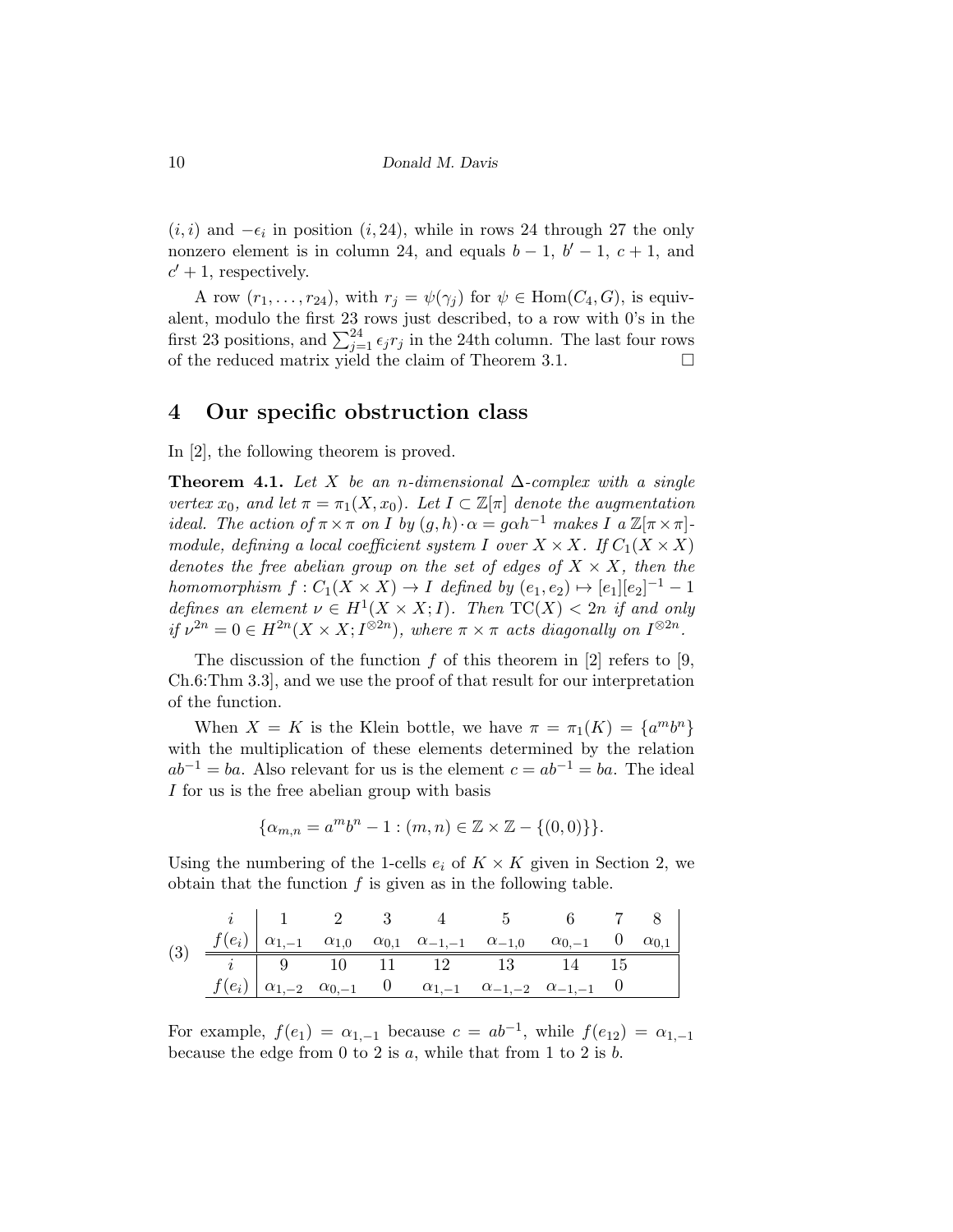$(i, i)$ and $-\epsilon_i$ in position $(i, 24)$, while in rows 24 through 27 the only nonzero element is in column 24, and equals $b-1$, $b'-1$, $c+1$, and $c'+1$, respectively.

A row $(r_1, \ldots, r_{24})$, with $r_j = \psi(\gamma_j)$ for $\psi \in \mathrm{Hom}(C_4, G)$, is equivalent, modulo the first 23 rows just described, to a row with 0's in the first 23 positions, and $\sum_{j=1}^{24} \epsilon_j r_j$ in the 24th column. The last four rows of the reduced matrix yield the claim of Theorem 3.1. $\square$

## 4 Our specific obstruction class

In [2], the following theorem is proved.

**Theorem 4.1.** *Let $X$ be an $n$-dimensional $\Delta$-complex with a single vertex $x_0$, and let $\pi = \pi_1(X, x_0)$. Let $I \subset \mathbb{Z}[\pi]$ denote the augmentation ideal. The action of $\pi \times \pi$ on $I$ by $(g, h) \cdot \alpha = g\alpha h^{-1}$ makes $I$ a $\mathbb{Z}[\pi \times \pi]$-module, defining a local coefficient system $I$ over $X \times X$. If $C_1(X \times X)$ denotes the free abelian group on the set of edges of $X \times X$, then the homomorphism $f : C_1(X \times X) \to I$ defined by $(e_1, e_2) \mapsto [e_1][e_2]^{-1} - 1$ defines an element $\nu \in H^1(X \times X; I)$. Then $\mathrm{TC}(X) < 2n$ if and only if $\nu^{2n} = 0 \in H^{2n}(X \times X; I^{\otimes 2n})$, where $\pi \times \pi$ acts diagonally on $I^{\otimes 2n}$.*

The discussion of the function $f$ of this theorem in [2] refers to [9, Ch.6:Thm 3.3], and we use the proof of that result for our interpretation of the function.

When $X = K$ is the Klein bottle, we have $\pi = \pi_1(K) = \{a^m b^n\}$ with the multiplication of these elements determined by the relation $ab^{-1} = ba$. Also relevant for us is the element $c = ab^{-1} = ba$. The ideal $I$ for us is the free abelian group with basis

$$\{\alpha_{m,n} = a^m b^n - 1 : (m, n) \in \mathbb{Z} \times \mathbb{Z} - \{(0, 0)\}\}.$$

Using the numbering of the 1-cells $e_i$ of $K \times K$ given in Section 2, we obtain that the function $f$ is given as in the following table.

(3)

| $i$ | 1 | 2 | 3 | 4 | 5 | 6 | 7 | 8 |
|---|---|---|---|---|---|---|---|---|
| $f(e_i)$ | $\alpha_{1,-1}$ | $\alpha_{1,0}$ | $\alpha_{0,1}$ | $\alpha_{-1,-1}$ | $\alpha_{-1,0}$ | $\alpha_{0,-1}$ | $0$ | $\alpha_{0,1}$ |
| $i$ | 9 | 10 | 11 | 12 | 13 | 14 | 15 | |
| $f(e_i)$ | $\alpha_{1,-2}$ | $\alpha_{0,-1}$ | $0$ | $\alpha_{1,-1}$ | $\alpha_{-1,-2}$ | $\alpha_{-1,-1}$ | $0$ | |

For example, $f(e_1) = \alpha_{1,-1}$ because $c = ab^{-1}$, while $f(e_{12}) = \alpha_{1,-1}$ because the edge from 0 to 2 is $a$, while that from 1 to 2 is $b$.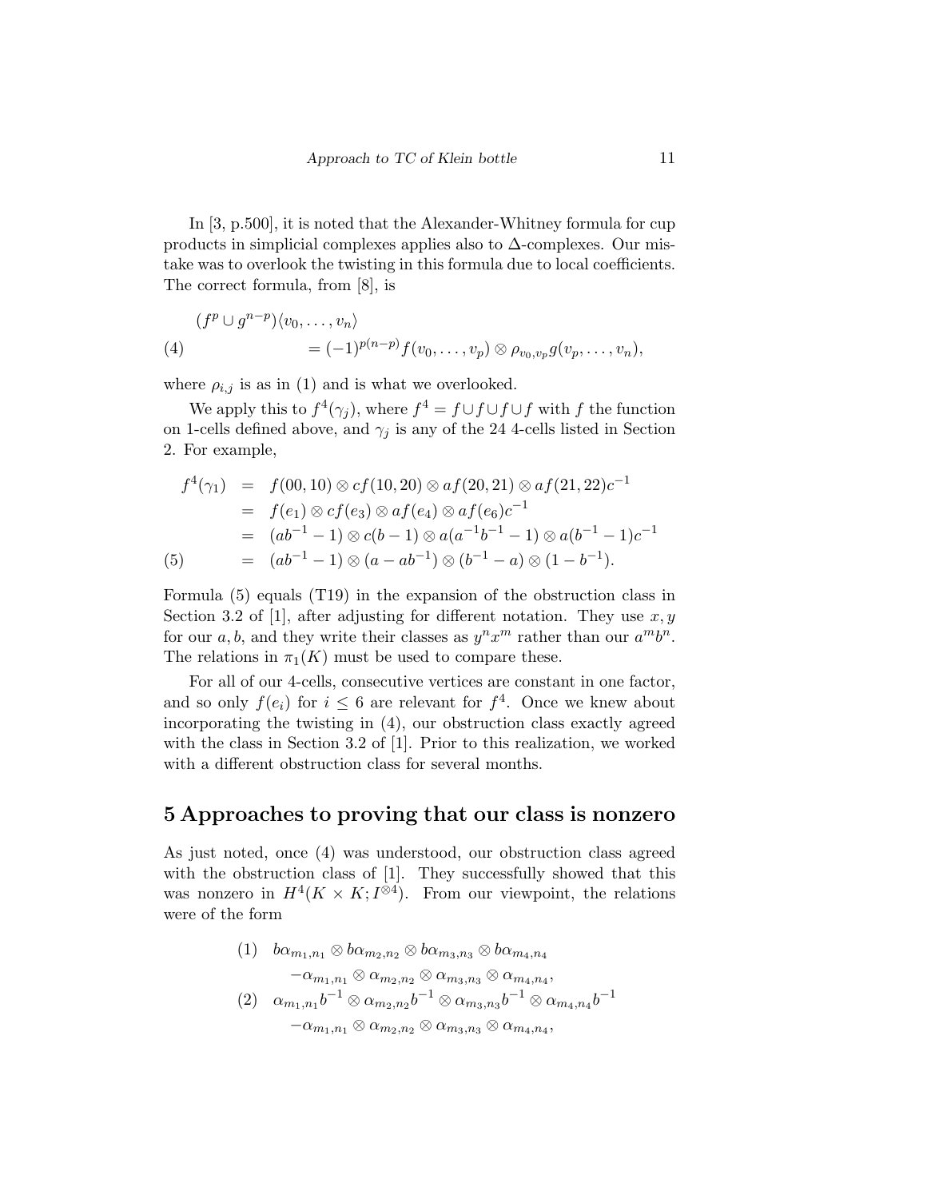In [3, p.500], it is noted that the Alexander-Whitney formula for cup products in simplicial complexes applies also to $\Delta$-complexes. Our mistake was to overlook the twisting in this formula due to local coefficients. The correct formula, from [8], is

$$\begin{aligned}
&(f^p \cup g^{n-p})\langle v_0, \ldots, v_n\rangle \\
&\qquad = (-1)^{p(n-p)} f(v_0, \ldots, v_p) \otimes \rho_{v_0,v_p} g(v_p, \ldots, v_n),
\end{aligned} \tag{4}$$

where $\rho_{i,j}$ is as in (1) and is what we overlooked.

We apply this to $f^4(\gamma_j)$, where $f^4 = f \cup f \cup f \cup f$ with $f$ the function on 1-cells defined above, and $\gamma_j$ is any of the 24 4-cells listed in Section 2. For example,

$$\begin{aligned}
f^4(\gamma_1) &= f(00,10) \otimes cf(10,20) \otimes af(20,21) \otimes af(21,22)c^{-1} \\
&= f(e_1) \otimes cf(e_3) \otimes af(e_4) \otimes af(e_6)c^{-1} \\
&= (ab^{-1} - 1) \otimes c(b-1) \otimes a(a^{-1}b^{-1} - 1) \otimes a(b^{-1} - 1)c^{-1} \\
&= (ab^{-1} - 1) \otimes (a - ab^{-1}) \otimes (b^{-1} - a) \otimes (1 - b^{-1}).
\end{aligned} \tag{5}$$

Formula (5) equals (T19) in the expansion of the obstruction class in Section 3.2 of [1], after adjusting for different notation. They use $x, y$ for our $a, b$, and they write their classes as $y^n x^m$ rather than our $a^m b^n$. The relations in $\pi_1(K)$ must be used to compare these.

For all of our 4-cells, consecutive vertices are constant in one factor, and so only $f(e_i)$ for $i \leq 6$ are relevant for $f^4$. Once we knew about incorporating the twisting in (4), our obstruction class exactly agreed with the class in Section 3.2 of [1]. Prior to this realization, we worked with a different obstruction class for several months.

## 5 Approaches to proving that our class is nonzero

As just noted, once (4) was understood, our obstruction class agreed with the obstruction class of [1]. They successfully showed that this was nonzero in $H^4(K \times K; I^{\otimes 4})$. From our viewpoint, the relations were of the form

$$\begin{aligned}
(1)\quad & b\alpha_{m_1,n_1} \otimes b\alpha_{m_2,n_2} \otimes b\alpha_{m_3,n_3} \otimes b\alpha_{m_4,n_4} \\
& -\alpha_{m_1,n_1} \otimes \alpha_{m_2,n_2} \otimes \alpha_{m_3,n_3} \otimes \alpha_{m_4,n_4}, \\
(2)\quad & \alpha_{m_1,n_1} b^{-1} \otimes \alpha_{m_2,n_2} b^{-1} \otimes \alpha_{m_3,n_3} b^{-1} \otimes \alpha_{m_4,n_4} b^{-1} \\
& -\alpha_{m_1,n_1} \otimes \alpha_{m_2,n_2} \otimes \alpha_{m_3,n_3} \otimes \alpha_{m_4,n_4},
\end{aligned}$$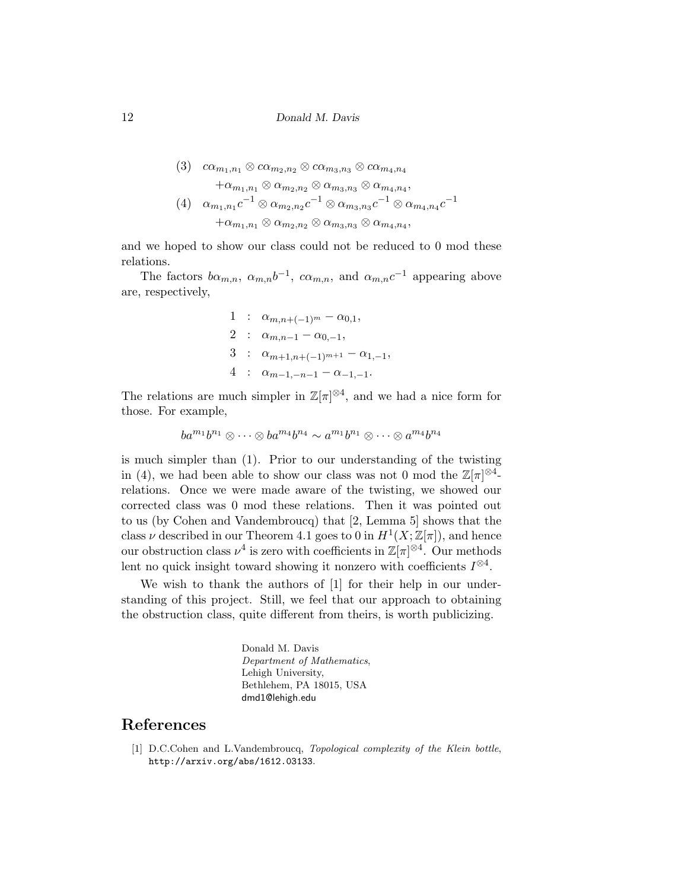$$
\begin{aligned}
(3)\quad & c\alpha_{m_1,n_1}\otimes c\alpha_{m_2,n_2}\otimes c\alpha_{m_3,n_3}\otimes c\alpha_{m_4,n_4}\\
&+\alpha_{m_1,n_1}\otimes\alpha_{m_2,n_2}\otimes\alpha_{m_3,n_3}\otimes\alpha_{m_4,n_4},\\
(4)\quad & \alpha_{m_1,n_1}c^{-1}\otimes\alpha_{m_2,n_2}c^{-1}\otimes\alpha_{m_3,n_3}c^{-1}\otimes\alpha_{m_4,n_4}c^{-1}\\
&+\alpha_{m_1,n_1}\otimes\alpha_{m_2,n_2}\otimes\alpha_{m_3,n_3}\otimes\alpha_{m_4,n_4},
\end{aligned}
$$

and we hoped to show our class could not be reduced to 0 mod these relations.

The factors $b\alpha_{m,n}$, $\alpha_{m,n}b^{-1}$, $c\alpha_{m,n}$, and $\alpha_{m,n}c^{-1}$ appearing above are, respectively,

$$
\begin{aligned}
1 &: \ \alpha_{m,n+(-1)^m}-\alpha_{0,1},\\
2 &: \ \alpha_{m,n-1}-\alpha_{0,-1},\\
3 &: \ \alpha_{m+1,n+(-1)^{m+1}}-\alpha_{1,-1},\\
4 &: \ \alpha_{m-1,-n-1}-\alpha_{-1,-1}.
\end{aligned}
$$

The relations are much simpler in $\mathbb{Z}[\pi]^{\otimes 4}$, and we had a nice form for those. For example,

$$
ba^{m_1}b^{n_1}\otimes\cdots\otimes ba^{m_4}b^{n_4}\sim a^{m_1}b^{n_1}\otimes\cdots\otimes a^{m_4}b^{n_4}
$$

is much simpler than (1). Prior to our understanding of the twisting in (4), we had been able to show our class was not 0 mod the $\mathbb{Z}[\pi]^{\otimes 4}$-relations. Once we were made aware of the twisting, we showed our corrected class was 0 mod these relations. Then it was pointed out to us (by Cohen and Vandembroucq) that [2, Lemma 5] shows that the class $\nu$ described in our Theorem 4.1 goes to 0 in $H^1(X;\mathbb{Z}[\pi])$, and hence our obstruction class $\nu^4$ is zero with coefficients in $\mathbb{Z}[\pi]^{\otimes 4}$. Our methods lent no quick insight toward showing it nonzero with coefficients $I^{\otimes 4}$.

We wish to thank the authors of [1] for their help in our understanding of this project. Still, we feel that our approach to obtaining the obstruction class, quite different from theirs, is worth publicizing.

Donald M. Davis
*Department of Mathematics*,
Lehigh University,
Bethlehem, PA 18015, USA
dmd1@lehigh.edu

## References

[1] D.C.Cohen and L.Vandembroucq, *Topological complexity of the Klein bottle*, http://arxiv.org/abs/1612.03133.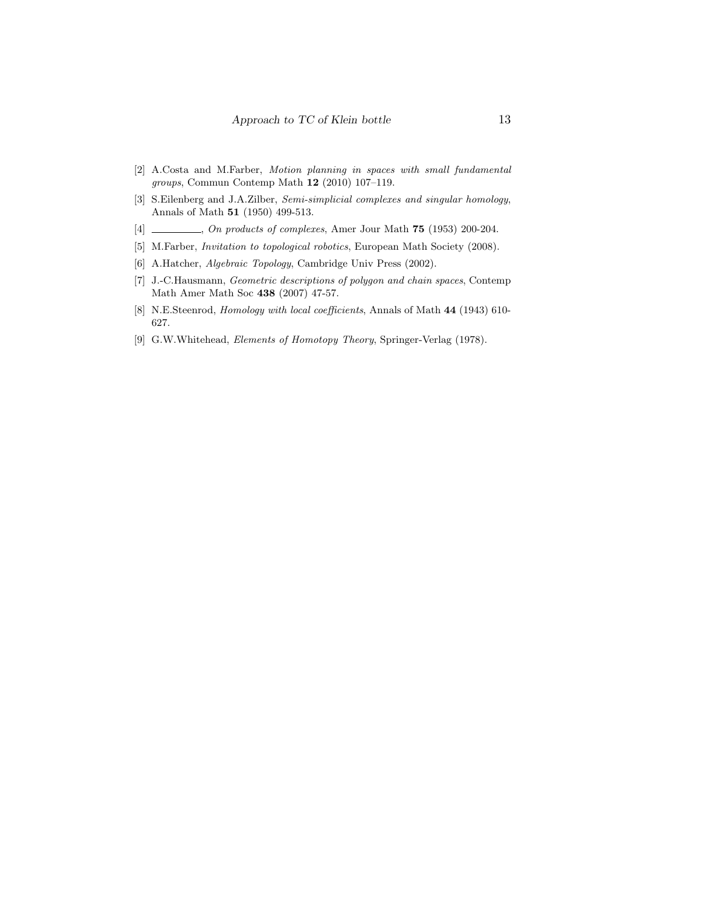[2] A.Costa and M.Farber, *Motion planning in spaces with small fundamental groups*, Commun Contemp Math **12** (2010) 107–119.

[3] S.Eilenberg and J.A.Zilber, *Semi-simplicial complexes and singular homology*, Annals of Math **51** (1950) 499-513.

[4] ________, *On products of complexes*, Amer Jour Math **75** (1953) 200-204.

[5] M.Farber, *Invitation to topological robotics*, European Math Society (2008).

[6] A.Hatcher, *Algebraic Topology*, Cambridge Univ Press (2002).

[7] J.-C.Hausmann, *Geometric descriptions of polygon and chain spaces*, Contemp Math Amer Math Soc **438** (2007) 47-57.

[8] N.E.Steenrod, *Homology with local coefficients*, Annals of Math **44** (1943) 610-627.

[9] G.W.Whitehead, *Elements of Homotopy Theory*, Springer-Verlag (1978).